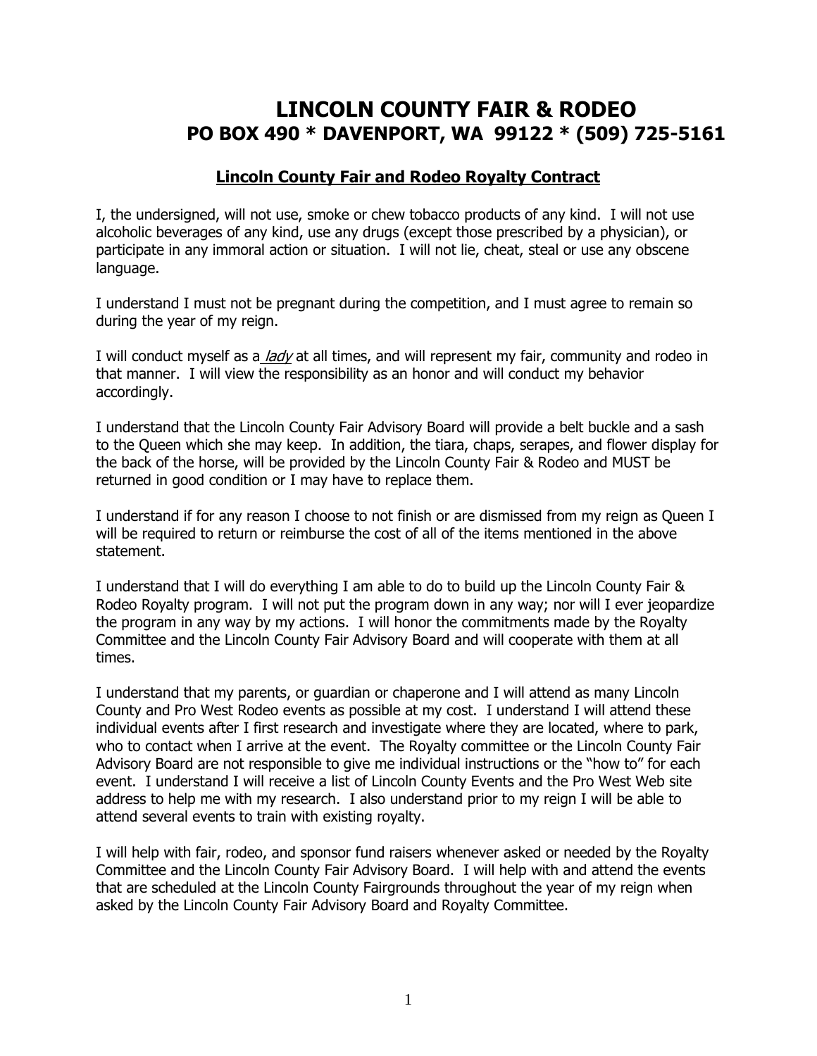# LINCOLN COUNTY FAIR & RODEO
## PO BOX 490 * DAVENPORT, WA 99122 * (509) 725-5161

### **Lincoln County Fair and Rodeo Royalty Contract**

I, the undersigned, will not use, smoke or chew tobacco products of any kind. I will not use alcoholic beverages of any kind, use any drugs (except those prescribed by a physician), or participate in any immoral action or situation. I will not lie, cheat, steal or use any obscene language.

I understand I must not be pregnant during the competition, and I must agree to remain so during the year of my reign.

I will conduct myself as a *lady* at all times, and will represent my fair, community and rodeo in that manner. I will view the responsibility as an honor and will conduct my behavior accordingly.

I understand that the Lincoln County Fair Advisory Board will provide a belt buckle and a sash to the Queen which she may keep. In addition, the tiara, chaps, serapes, and flower display for the back of the horse, will be provided by the Lincoln County Fair & Rodeo and MUST be returned in good condition or I may have to replace them.

I understand if for any reason I choose to not finish or are dismissed from my reign as Queen I will be required to return or reimburse the cost of all of the items mentioned in the above statement.

I understand that I will do everything I am able to do to build up the Lincoln County Fair & Rodeo Royalty program. I will not put the program down in any way; nor will I ever jeopardize the program in any way by my actions. I will honor the commitments made by the Royalty Committee and the Lincoln County Fair Advisory Board and will cooperate with them at all times.

I understand that my parents, or guardian or chaperone and I will attend as many Lincoln County and Pro West Rodeo events as possible at my cost. I understand I will attend these individual events after I first research and investigate where they are located, where to park, who to contact when I arrive at the event. The Royalty committee or the Lincoln County Fair Advisory Board are not responsible to give me individual instructions or the "how to" for each event. I understand I will receive a list of Lincoln County Events and the Pro West Web site address to help me with my research. I also understand prior to my reign I will be able to attend several events to train with existing royalty.

I will help with fair, rodeo, and sponsor fund raisers whenever asked or needed by the Royalty Committee and the Lincoln County Fair Advisory Board. I will help with and attend the events that are scheduled at the Lincoln County Fairgrounds throughout the year of my reign when asked by the Lincoln County Fair Advisory Board and Royalty Committee.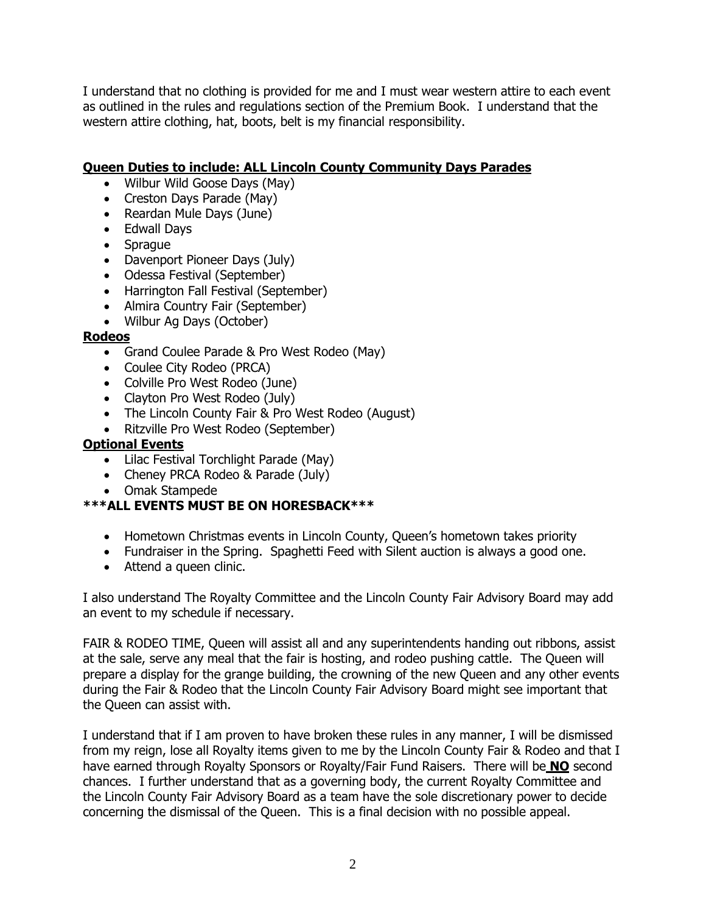I understand that no clothing is provided for me and I must wear western attire to each event as outlined in the rules and regulations section of the Premium Book. I understand that the western attire clothing, hat, boots, belt is my financial responsibility.

**Queen Duties to include: ALL Lincoln County Community Days Parades**

- Wilbur Wild Goose Days (May)
- Creston Days Parade (May)
- Reardan Mule Days (June)
- Edwall Days
- Sprague
- Davenport Pioneer Days (July)
- Odessa Festival (September)
- Harrington Fall Festival (September)
- Almira Country Fair (September)
- Wilbur Ag Days (October)

**Rodeos**

- Grand Coulee Parade & Pro West Rodeo (May)
- Coulee City Rodeo (PRCA)
- Colville Pro West Rodeo (June)
- Clayton Pro West Rodeo (July)
- The Lincoln County Fair & Pro West Rodeo (August)
- Ritzville Pro West Rodeo (September)

**Optional Events**

- Lilac Festival Torchlight Parade (May)
- Cheney PRCA Rodeo & Parade (July)
- Omak Stampede

**\*\*\*ALL EVENTS MUST BE ON HORESBACK\*\*\***

- Hometown Christmas events in Lincoln County, Queen's hometown takes priority
- Fundraiser in the Spring. Spaghetti Feed with Silent auction is always a good one.
- Attend a queen clinic.

I also understand The Royalty Committee and the Lincoln County Fair Advisory Board may add an event to my schedule if necessary.

FAIR & RODEO TIME, Queen will assist all and any superintendents handing out ribbons, assist at the sale, serve any meal that the fair is hosting, and rodeo pushing cattle. The Queen will prepare a display for the grange building, the crowning of the new Queen and any other events during the Fair & Rodeo that the Lincoln County Fair Advisory Board might see important that the Queen can assist with.

I understand that if I am proven to have broken these rules in any manner, I will be dismissed from my reign, lose all Royalty items given to me by the Lincoln County Fair & Rodeo and that I have earned through Royalty Sponsors or Royalty/Fair Fund Raisers. There will be **NO** second chances. I further understand that as a governing body, the current Royalty Committee and the Lincoln County Fair Advisory Board as a team have the sole discretionary power to decide concerning the dismissal of the Queen. This is a final decision with no possible appeal.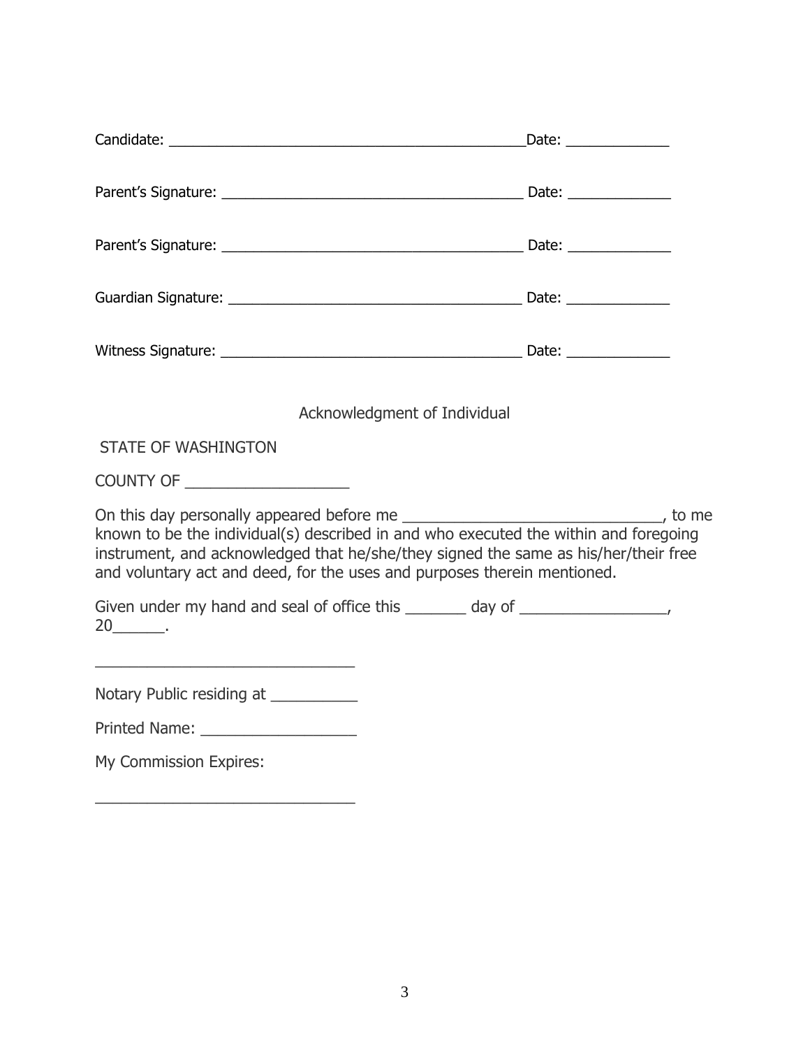Candidate: _____________________________________________Date: _____________

Parent's Signature: ______________________________________ Date: _____________

Parent's Signature: ______________________________________ Date: _____________

Guardian Signature: _____________________________________ Date: _____________

Witness Signature: ______________________________________ Date: _____________

Acknowledgment of Individual

STATE OF WASHINGTON

COUNTY OF ___________________

On this day personally appeared before me ______________________________, to me known to be the individual(s) described in and who executed the within and foregoing instrument, and acknowledged that he/she/they signed the same as his/her/their free and voluntary act and deed, for the uses and purposes therein mentioned.

Given under my hand and seal of office this _______ day of _________________, 20______.

______________________________

Notary Public residing at __________

Printed Name: __________________

My Commission Expires:

______________________________